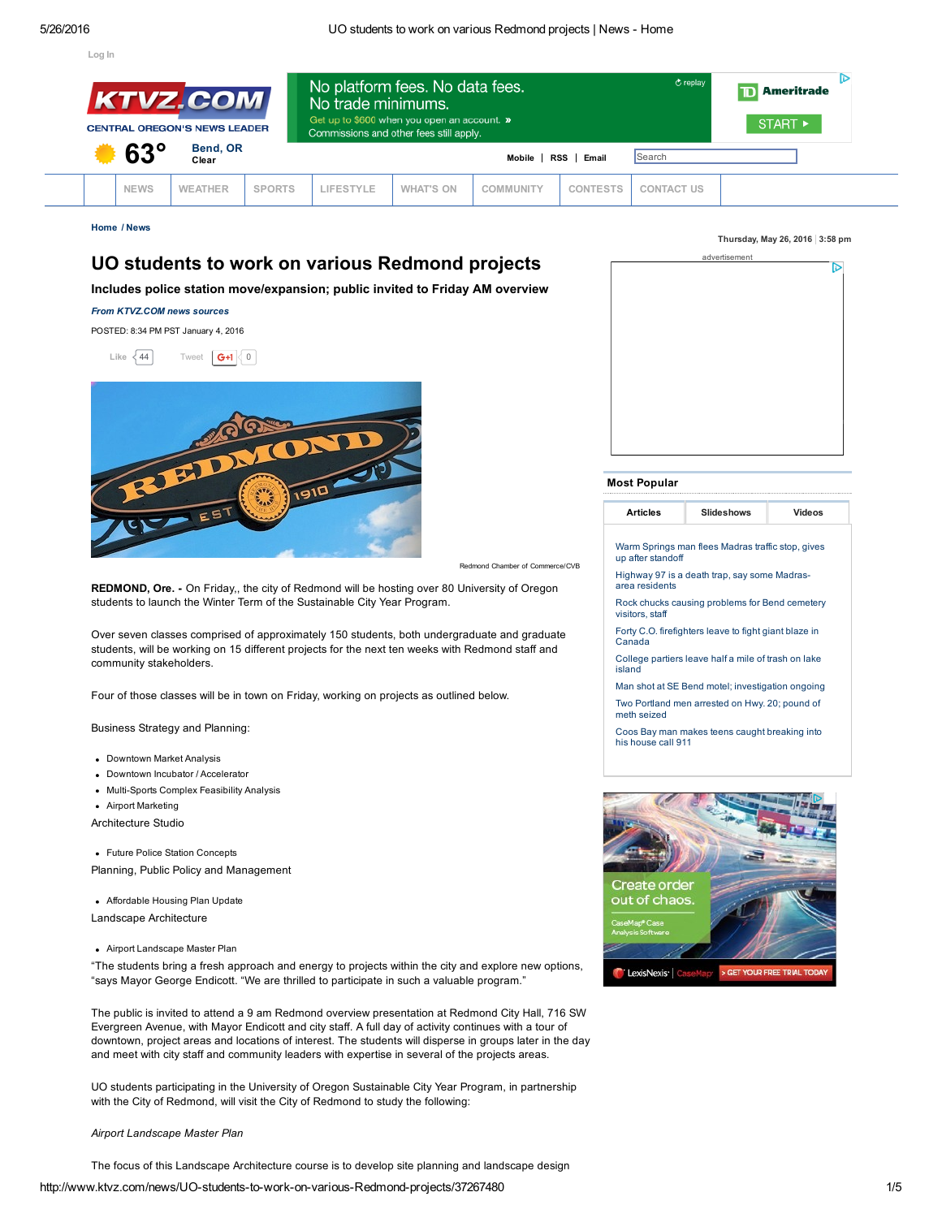Home / News

# UO students to work on various Redmond projects

### Includes police station move/expansion; public invited to Friday AM overview

*From KTVZ.COM news sources*

POSTED: 8:34 PM PST January 4, 2016

Redmond Chamber of Commerce/CVB

**REDMOND, Ore. -** On Friday,, the city of Redmond will be hosting over 80 University of Oregon students to launch the Winter Term of the Sustainable City Year Program.

Over seven classes comprised of approximately 150 students, both undergraduate and graduate students, will be working on 15 different projects for the next ten weeks with Redmond staff and community stakeholders.

Four of those classes will be in town on Friday, working on projects as outlined below.

Business Strategy and Planning:

- Downtown Market Analysis
- Downtown Incubator / Accelerator
- Multi-Sports Complex Feasibility Analysis
- Airport Marketing

Architecture Studio

- Future Police Station Concepts

Planning, Public Policy and Management

- Affordable Housing Plan Update

Landscape Architecture

- Airport Landscape Master Plan

"The students bring a fresh approach and energy to projects within the city and explore new options, "says Mayor George Endicott. "We are thrilled to participate in such a valuable program."

The public is invited to attend a 9 am Redmond overview presentation at Redmond City Hall, 716 SW Evergreen Avenue, with Mayor Endicott and city staff. A full day of activity continues with a tour of downtown, project areas and locations of interest. The students will disperse in groups later in the day and meet with city staff and community leaders with expertise in several of the projects areas.

UO students participating in the University of Oregon Sustainable City Year Program, in partnership with the City of Redmond, will visit the City of Redmond to study the following:

*Airport Landscape Master Plan*

The focus of this Landscape Architecture course is to develop site planning and landscape design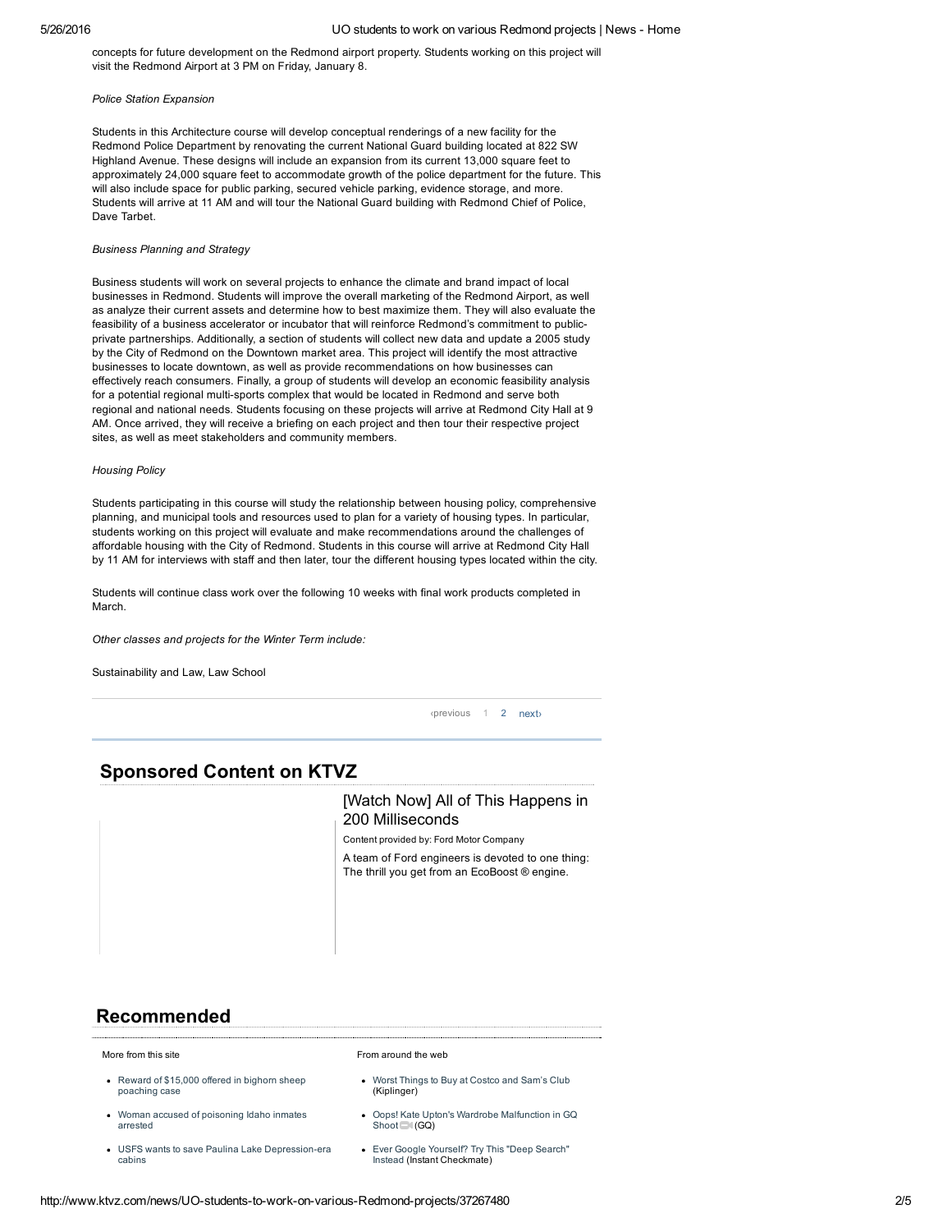concepts for future development on the Redmond airport property. Students working on this project will visit the Redmond Airport at 3 PM on Friday, January 8.

*Police Station Expansion*

Students in this Architecture course will develop conceptual renderings of a new facility for the Redmond Police Department by renovating the current National Guard building located at 822 SW Highland Avenue. These designs will include an expansion from its current 13,000 square feet to approximately 24,000 square feet to accommodate growth of the police department for the future. This will also include space for public parking, secured vehicle parking, evidence storage, and more. Students will arrive at 11 AM and will tour the National Guard building with Redmond Chief of Police, Dave Tarbet.

*Business Planning and Strategy*

Business students will work on several projects to enhance the climate and brand impact of local businesses in Redmond. Students will improve the overall marketing of the Redmond Airport, as well as analyze their current assets and determine how to best maximize them. They will also evaluate the feasibility of a business accelerator or incubator that will reinforce Redmond's commitment to public-private partnerships. Additionally, a section of students will collect new data and update a 2005 study by the City of Redmond on the Downtown market area. This project will identify the most attractive businesses to locate downtown, as well as provide recommendations on how businesses can effectively reach consumers. Finally, a group of students will develop an economic feasibility analysis for a potential regional multi-sports complex that would be located in Redmond and serve both regional and national needs. Students focusing on these projects will arrive at Redmond City Hall at 9 AM. Once arrived, they will receive a briefing on each project and then tour their respective project sites, as well as meet stakeholders and community members.

*Housing Policy*

Students participating in this course will study the relationship between housing policy, comprehensive planning, and municipal tools and resources used to plan for a variety of housing types. In particular, students working on this project will evaluate and make recommendations around the challenges of affordable housing with the City of Redmond. Students in this course will arrive at Redmond City Hall by 11 AM for interviews with staff and then later, tour the different housing types located within the city.

Students will continue class work over the following 10 weeks with final work products completed in March.

*Other classes and projects for the Winter Term include:*

Sustainability and Law, Law School

‹previous 1 2 next›

## Sponsored Content on KTVZ

[Watch Now] All of This Happens in 200 Milliseconds

Content provided by: Ford Motor Company

A team of Ford engineers is devoted to one thing: The thrill you get from an EcoBoost ® engine.

## Recommended

More from this site

- Reward of $15,000 offered in bighorn sheep poaching case
- Woman accused of poisoning Idaho inmates arrested
- USFS wants to save Paulina Lake Depression-era cabins

From around the web

- Worst Things to Buy at Costco and Sam's Club (Kiplinger)
- Oops! Kate Upton's Wardrobe Malfunction in GQ Shoot (GQ)
- Ever Google Yourself? Try This "Deep Search" Instead (Instant Checkmate)